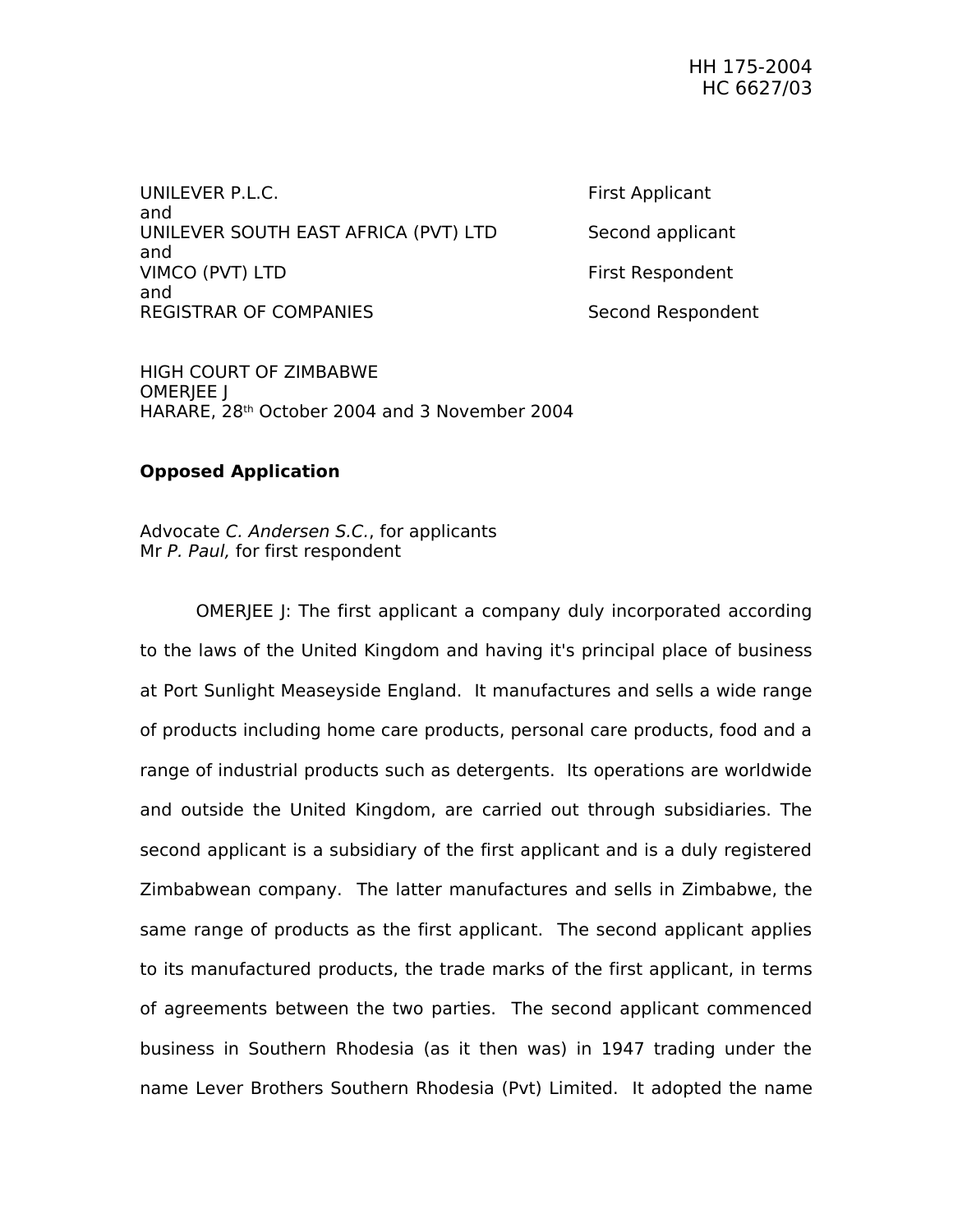HH 175-2004
HC 6627/03

| | |
|---|---|
| UNILEVER P.L.C. | First Applicant |
| and | |
| UNILEVER SOUTH EAST AFRICA (PVT) LTD | Second applicant |
| and | |
| VIMCO (PVT) LTD | First Respondent |
| and | |
| REGISTRAR OF COMPANIES | Second Respondent |

HIGH COURT OF ZIMBABWE
OMERJEE J
HARARE, 28th October 2004 and 3 November 2004

**Opposed Application**

Advocate *C. Andersen S.C.*, for applicants
Mr *P. Paul,* for first respondent

OMERJEE J: The first applicant a company duly incorporated according to the laws of the United Kingdom and having it's principal place of business at Port Sunlight Measeyside England. It manufactures and sells a wide range of products including home care products, personal care products, food and a range of industrial products such as detergents. Its operations are worldwide and outside the United Kingdom, are carried out through subsidiaries. The second applicant is a subsidiary of the first applicant and is a duly registered Zimbabwean company. The latter manufactures and sells in Zimbabwe, the same range of products as the first applicant. The second applicant applies to its manufactured products, the trade marks of the first applicant, in terms of agreements between the two parties. The second applicant commenced business in Southern Rhodesia (as it then was) in 1947 trading under the name Lever Brothers Southern Rhodesia (Pvt) Limited. It adopted the name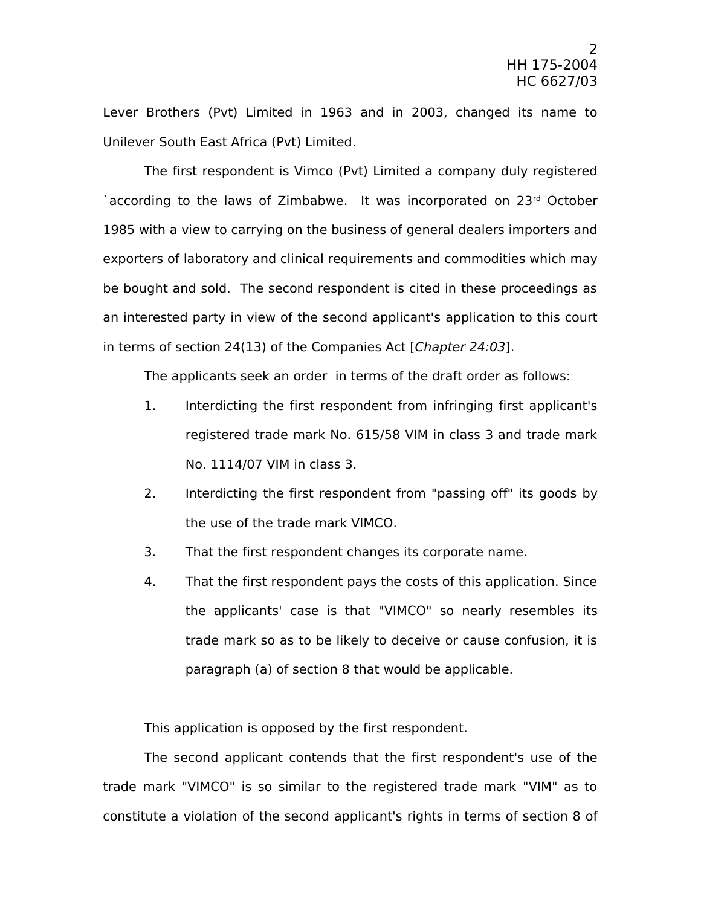Lever Brothers (Pvt) Limited in 1963 and in 2003, changed its name to Unilever South East Africa (Pvt) Limited.

The first respondent is Vimco (Pvt) Limited a company duly registered `according to the laws of Zimbabwe. It was incorporated on 23rd October 1985 with a view to carrying on the business of general dealers importers and exporters of laboratory and clinical requirements and commodities which may be bought and sold. The second respondent is cited in these proceedings as an interested party in view of the second applicant's application to this court in terms of section 24(13) of the Companies Act [*Chapter 24:03*].

The applicants seek an order in terms of the draft order as follows:

1. Interdicting the first respondent from infringing first applicant's registered trade mark No. 615/58 VIM in class 3 and trade mark No. 1114/07 VIM in class 3.
2. Interdicting the first respondent from "passing off" its goods by the use of the trade mark VIMCO.
3. That the first respondent changes its corporate name.
4. That the first respondent pays the costs of this application. Since the applicants' case is that "VIMCO" so nearly resembles its trade mark so as to be likely to deceive or cause confusion, it is paragraph (a) of section 8 that would be applicable.

This application is opposed by the first respondent.

The second applicant contends that the first respondent's use of the trade mark "VIMCO" is so similar to the registered trade mark "VIM" as to constitute a violation of the second applicant's rights in terms of section 8 of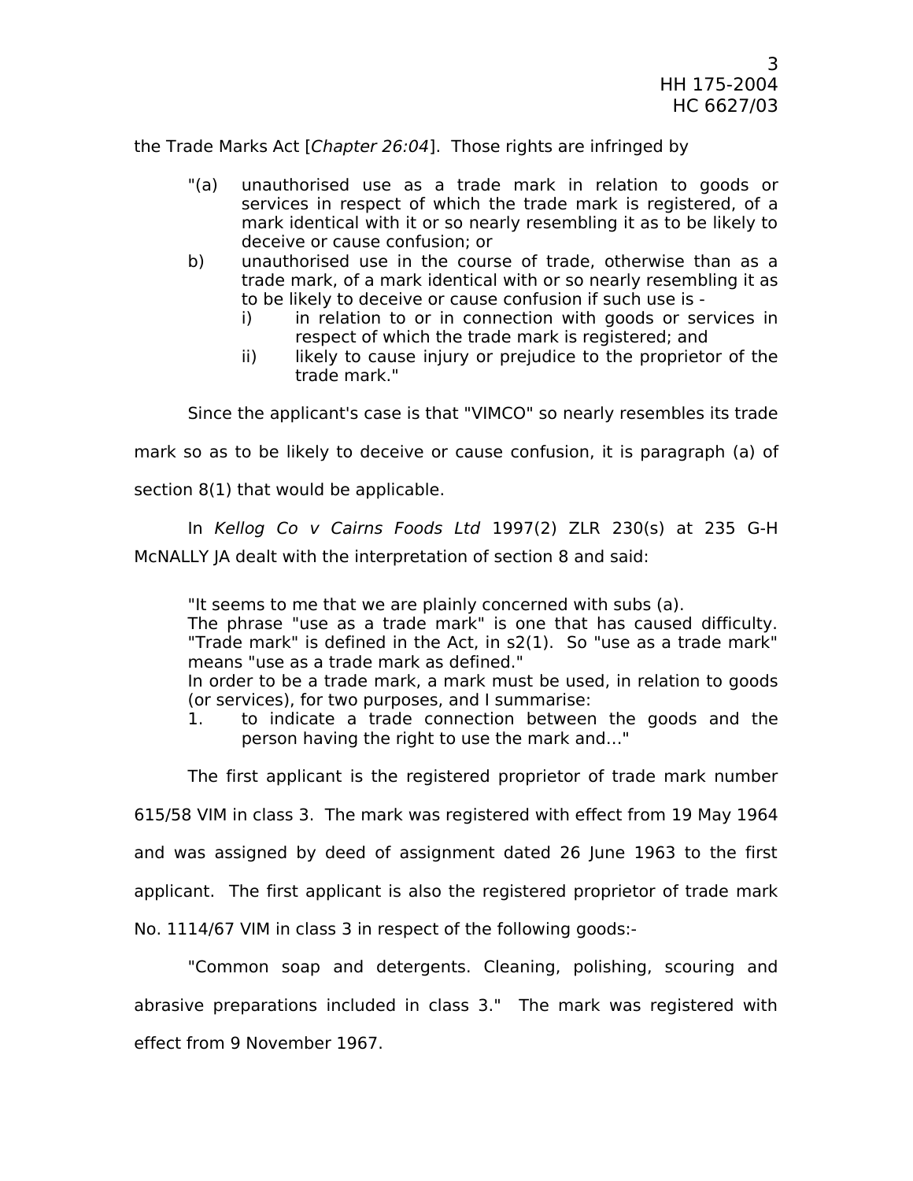the Trade Marks Act [*Chapter 26:04*]. Those rights are infringed by

> "(a) unauthorised use as a trade mark in relation to goods or services in respect of which the trade mark is registered, of a mark identical with it or so nearly resembling it as to be likely to deceive or cause confusion; or
>
> b) unauthorised use in the course of trade, otherwise than as a trade mark, of a mark identical with or so nearly resembling it as to be likely to deceive or cause confusion if such use is -
>
> i) in relation to or in connection with goods or services in respect of which the trade mark is registered; and
>
> ii) likely to cause injury or prejudice to the proprietor of the trade mark."

Since the applicant's case is that "VIMCO" so nearly resembles its trade mark so as to be likely to deceive or cause confusion, it is paragraph (a) of section 8(1) that would be applicable.

In *Kellog Co v Cairns Foods Ltd* 1997(2) ZLR 230(s) at 235 G-H McNALLY JA dealt with the interpretation of section 8 and said:

> "It seems to me that we are plainly concerned with subs (a).
> The phrase "use as a trade mark" is one that has caused difficulty. "Trade mark" is defined in the Act, in s2(1). So "use as a trade mark" means "use as a trade mark as defined."
> In order to be a trade mark, a mark must be used, in relation to goods (or services), for two purposes, and I summarise:
>
> 1. to indicate a trade connection between the goods and the person having the right to use the mark and…"

The first applicant is the registered proprietor of trade mark number 615/58 VIM in class 3. The mark was registered with effect from 19 May 1964 and was assigned by deed of assignment dated 26 June 1963 to the first applicant. The first applicant is also the registered proprietor of trade mark No. 1114/67 VIM in class 3 in respect of the following goods:-

"Common soap and detergents. Cleaning, polishing, scouring and abrasive preparations included in class 3." The mark was registered with effect from 9 November 1967.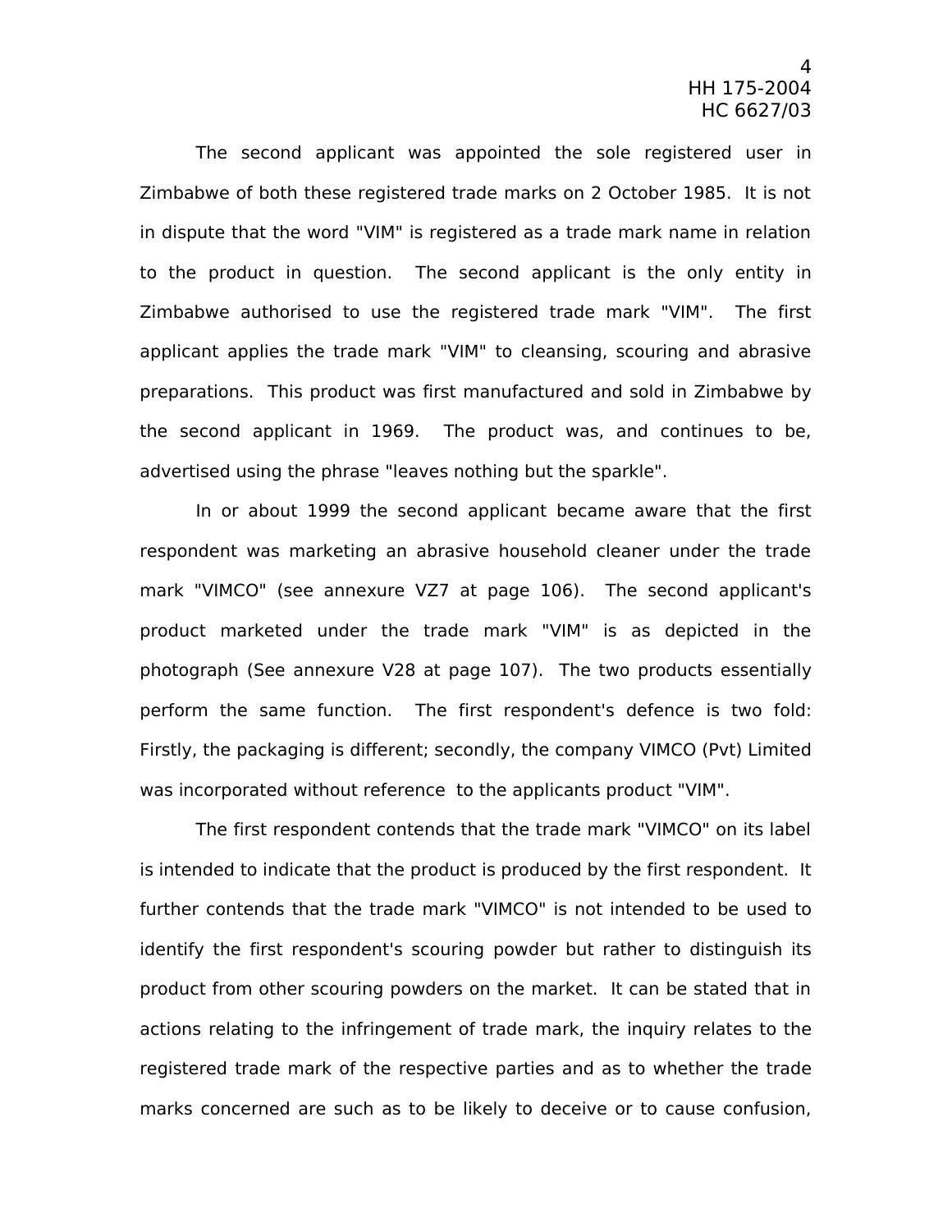The second applicant was appointed the sole registered user in Zimbabwe of both these registered trade marks on 2 October 1985. It is not in dispute that the word "VIM" is registered as a trade mark name in relation to the product in question. The second applicant is the only entity in Zimbabwe authorised to use the registered trade mark "VIM". The first applicant applies the trade mark "VIM" to cleansing, scouring and abrasive preparations. This product was first manufactured and sold in Zimbabwe by the second applicant in 1969. The product was, and continues to be, advertised using the phrase "leaves nothing but the sparkle".

In or about 1999 the second applicant became aware that the first respondent was marketing an abrasive household cleaner under the trade mark "VIMCO" (see annexure VZ7 at page 106). The second applicant's product marketed under the trade mark "VIM" is as depicted in the photograph (See annexure V28 at page 107). The two products essentially perform the same function. The first respondent's defence is two fold: Firstly, the packaging is different; secondly, the company VIMCO (Pvt) Limited was incorporated without reference to the applicants product "VIM".

The first respondent contends that the trade mark "VIMCO" on its label is intended to indicate that the product is produced by the first respondent. It further contends that the trade mark "VIMCO" is not intended to be used to identify the first respondent's scouring powder but rather to distinguish its product from other scouring powders on the market. It can be stated that in actions relating to the infringement of trade mark, the inquiry relates to the registered trade mark of the respective parties and as to whether the trade marks concerned are such as to be likely to deceive or to cause confusion,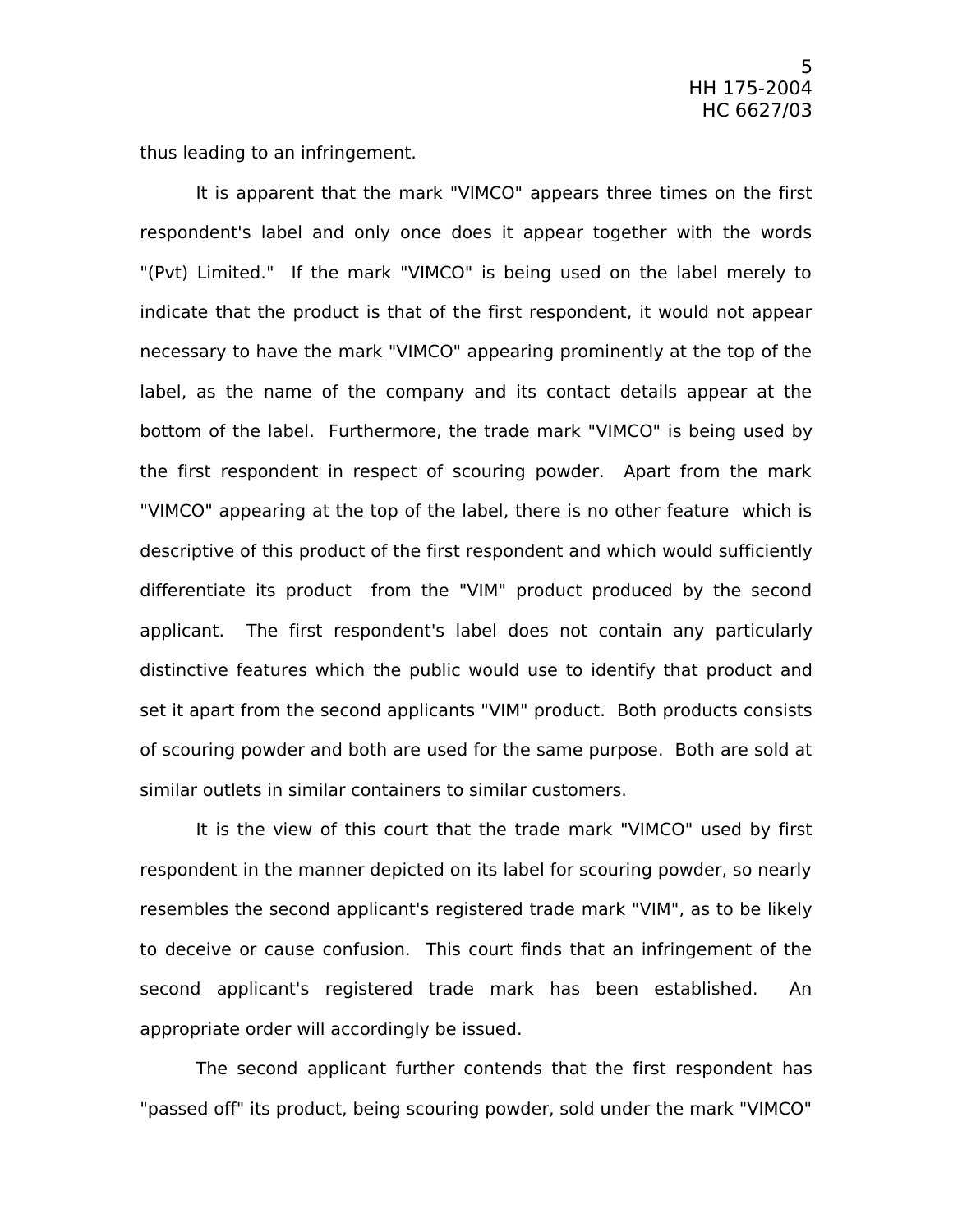thus leading to an infringement.

It is apparent that the mark "VIMCO" appears three times on the first respondent's label and only once does it appear together with the words "(Pvt) Limited." If the mark "VIMCO" is being used on the label merely to indicate that the product is that of the first respondent, it would not appear necessary to have the mark "VIMCO" appearing prominently at the top of the label, as the name of the company and its contact details appear at the bottom of the label. Furthermore, the trade mark "VIMCO" is being used by the first respondent in respect of scouring powder. Apart from the mark "VIMCO" appearing at the top of the label, there is no other feature which is descriptive of this product of the first respondent and which would sufficiently differentiate its product from the "VIM" product produced by the second applicant. The first respondent's label does not contain any particularly distinctive features which the public would use to identify that product and set it apart from the second applicants "VIM" product. Both products consists of scouring powder and both are used for the same purpose. Both are sold at similar outlets in similar containers to similar customers.

It is the view of this court that the trade mark "VIMCO" used by first respondent in the manner depicted on its label for scouring powder, so nearly resembles the second applicant's registered trade mark "VIM", as to be likely to deceive or cause confusion. This court finds that an infringement of the second applicant's registered trade mark has been established. An appropriate order will accordingly be issued.

The second applicant further contends that the first respondent has "passed off" its product, being scouring powder, sold under the mark "VIMCO"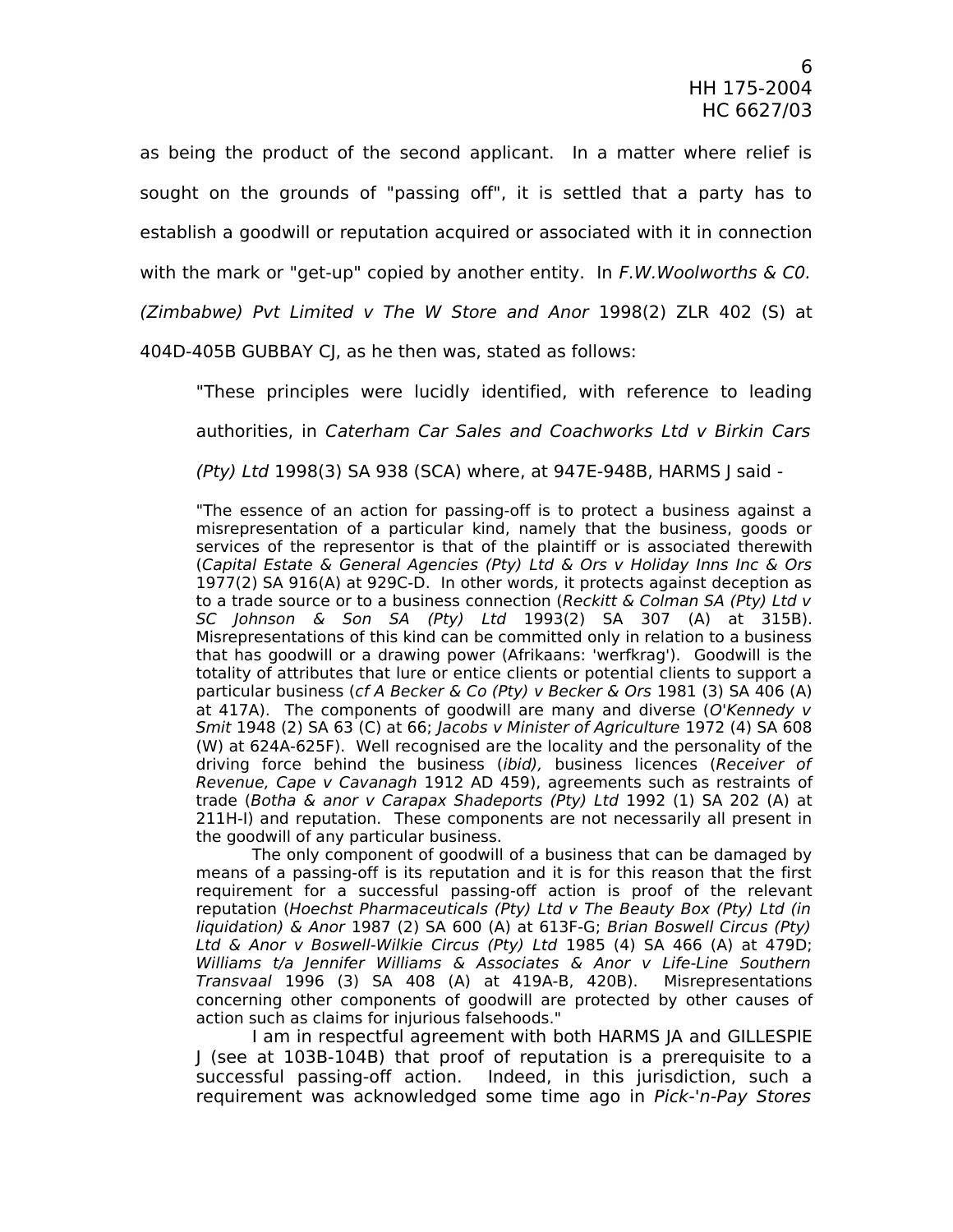as being the product of the second applicant. In a matter where relief is sought on the grounds of "passing off", it is settled that a party has to establish a goodwill or reputation acquired or associated with it in connection with the mark or "get-up" copied by another entity. In *F.W.Woolworths & C0. (Zimbabwe) Pvt Limited v The W Store and Anor* 1998(2) ZLR 402 (S) at 404D-405B GUBBAY CJ, as he then was, stated as follows:

> "These principles were lucidly identified, with reference to leading authorities, in *Caterham Car Sales and Coachworks Ltd v Birkin Cars (Pty) Ltd* 1998(3) SA 938 (SCA) where, at 947E-948B, HARMS J said -
>
> "The essence of an action for passing-off is to protect a business against a misrepresentation of a particular kind, namely that the business, goods or services of the representor is that of the plaintiff or is associated therewith (*Capital Estate & General Agencies (Pty) Ltd & Ors v Holiday Inns Inc & Ors* 1977(2) SA 916(A) at 929C-D. In other words, it protects against deception as to a trade source or to a business connection (*Reckitt & Colman SA (Pty) Ltd v SC Johnson & Son SA (Pty) Ltd* 1993(2) SA 307 (A) at 315B). Misrepresentations of this kind can be committed only in relation to a business that has goodwill or a drawing power (Afrikaans: 'werfkrag'). Goodwill is the totality of attributes that lure or entice clients or potential clients to support a particular business (*cf A Becker & Co (Pty) v Becker & Ors* 1981 (3) SA 406 (A) at 417A). The components of goodwill are many and diverse (*O'Kennedy v Smit* 1948 (2) SA 63 (C) at 66; *Jacobs v Minister of Agriculture* 1972 (4) SA 608 (W) at 624A-625F). Well recognised are the locality and the personality of the driving force behind the business (*ibid),* business licences (*Receiver of Revenue, Cape v Cavanagh* 1912 AD 459), agreements such as restraints of trade (*Botha & anor v Carapax Shadeports (Pty) Ltd* 1992 (1) SA 202 (A) at 211H-I) and reputation. These components are not necessarily all present in the goodwill of any particular business.
>
> The only component of goodwill of a business that can be damaged by means of a passing-off is its reputation and it is for this reason that the first requirement for a successful passing-off action is proof of the relevant reputation (*Hoechst Pharmaceuticals (Pty) Ltd v The Beauty Box (Pty) Ltd (in liquidation) & Anor* 1987 (2) SA 600 (A) at 613F-G; *Brian Boswell Circus (Pty) Ltd & Anor v Boswell-Wilkie Circus (Pty) Ltd* 1985 (4) SA 466 (A) at 479D; *Williams t/a Jennifer Williams & Associates & Anor v Life-Line Southern Transvaal* 1996 (3) SA 408 (A) at 419A-B, 420B). Misrepresentations concerning other components of goodwill are protected by other causes of action such as claims for injurious falsehoods."
>
> I am in respectful agreement with both HARMS JA and GILLESPIE J (see at 103B-104B) that proof of reputation is a prerequisite to a successful passing-off action. Indeed, in this jurisdiction, such a requirement was acknowledged some time ago in *Pick-'n-Pay Stores*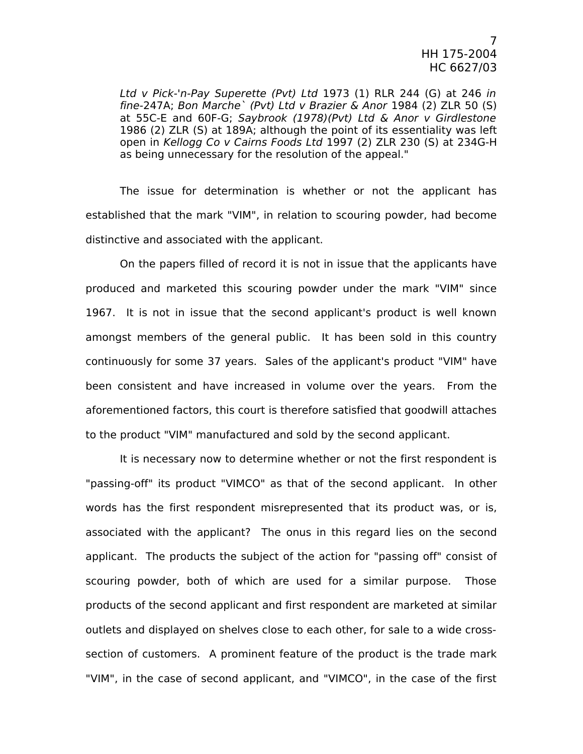*Ltd v Pick-'n-Pay Superette (Pvt) Ltd* 1973 (1) RLR 244 (G) at 246 *in fine*-247A; *Bon Marche` (Pvt) Ltd v Brazier & Anor* 1984 (2) ZLR 50 (S) at 55C-E and 60F-G; *Saybrook (1978)(Pvt) Ltd & Anor v Girdlestone* 1986 (2) ZLR (S) at 189A; although the point of its essentiality was left open in *Kellogg Co v Cairns Foods Ltd* 1997 (2) ZLR 230 (S) at 234G-H as being unnecessary for the resolution of the appeal."

The issue for determination is whether or not the applicant has established that the mark "VIM", in relation to scouring powder, had become distinctive and associated with the applicant.

On the papers filled of record it is not in issue that the applicants have produced and marketed this scouring powder under the mark "VIM" since 1967. It is not in issue that the second applicant's product is well known amongst members of the general public. It has been sold in this country continuously for some 37 years. Sales of the applicant's product "VIM" have been consistent and have increased in volume over the years. From the aforementioned factors, this court is therefore satisfied that goodwill attaches to the product "VIM" manufactured and sold by the second applicant.

It is necessary now to determine whether or not the first respondent is "passing-off" its product "VIMCO" as that of the second applicant. In other words has the first respondent misrepresented that its product was, or is, associated with the applicant? The onus in this regard lies on the second applicant. The products the subject of the action for "passing off" consist of scouring powder, both of which are used for a similar purpose. Those products of the second applicant and first respondent are marketed at similar outlets and displayed on shelves close to each other, for sale to a wide cross-section of customers. A prominent feature of the product is the trade mark "VIM", in the case of second applicant, and "VIMCO", in the case of the first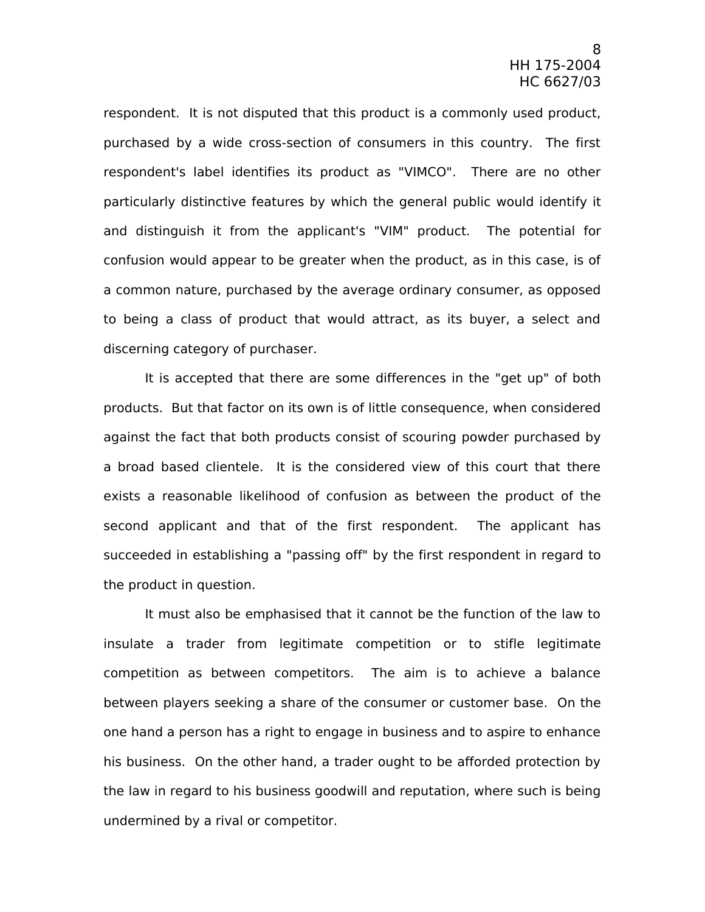respondent. It is not disputed that this product is a commonly used product, purchased by a wide cross-section of consumers in this country. The first respondent's label identifies its product as "VIMCO". There are no other particularly distinctive features by which the general public would identify it and distinguish it from the applicant's "VIM" product. The potential for confusion would appear to be greater when the product, as in this case, is of a common nature, purchased by the average ordinary consumer, as opposed to being a class of product that would attract, as its buyer, a select and discerning category of purchaser.

It is accepted that there are some differences in the "get up" of both products. But that factor on its own is of little consequence, when considered against the fact that both products consist of scouring powder purchased by a broad based clientele. It is the considered view of this court that there exists a reasonable likelihood of confusion as between the product of the second applicant and that of the first respondent. The applicant has succeeded in establishing a "passing off" by the first respondent in regard to the product in question.

It must also be emphasised that it cannot be the function of the law to insulate a trader from legitimate competition or to stifle legitimate competition as between competitors. The aim is to achieve a balance between players seeking a share of the consumer or customer base. On the one hand a person has a right to engage in business and to aspire to enhance his business. On the other hand, a trader ought to be afforded protection by the law in regard to his business goodwill and reputation, where such is being undermined by a rival or competitor.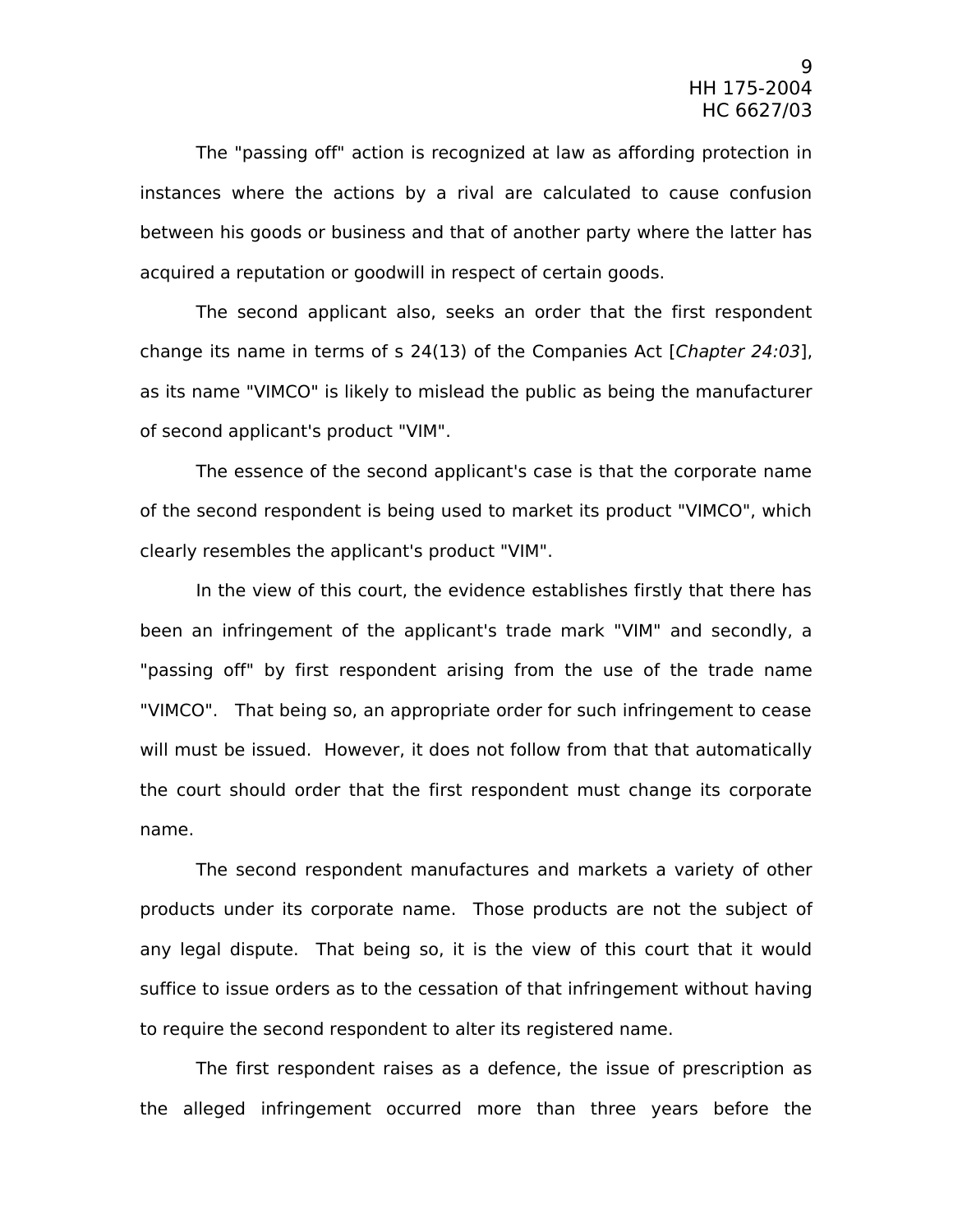The "passing off" action is recognized at law as affording protection in instances where the actions by a rival are calculated to cause confusion between his goods or business and that of another party where the latter has acquired a reputation or goodwill in respect of certain goods.

The second applicant also, seeks an order that the first respondent change its name in terms of s 24(13) of the Companies Act [*Chapter 24:03*], as its name "VIMCO" is likely to mislead the public as being the manufacturer of second applicant's product "VIM".

The essence of the second applicant's case is that the corporate name of the second respondent is being used to market its product "VIMCO", which clearly resembles the applicant's product "VIM".

In the view of this court, the evidence establishes firstly that there has been an infringement of the applicant's trade mark "VIM" and secondly, a "passing off" by first respondent arising from the use of the trade name "VIMCO". That being so, an appropriate order for such infringement to cease will must be issued. However, it does not follow from that that automatically the court should order that the first respondent must change its corporate name.

The second respondent manufactures and markets a variety of other products under its corporate name. Those products are not the subject of any legal dispute. That being so, it is the view of this court that it would suffice to issue orders as to the cessation of that infringement without having to require the second respondent to alter its registered name.

The first respondent raises as a defence, the issue of prescription as the alleged infringement occurred more than three years before the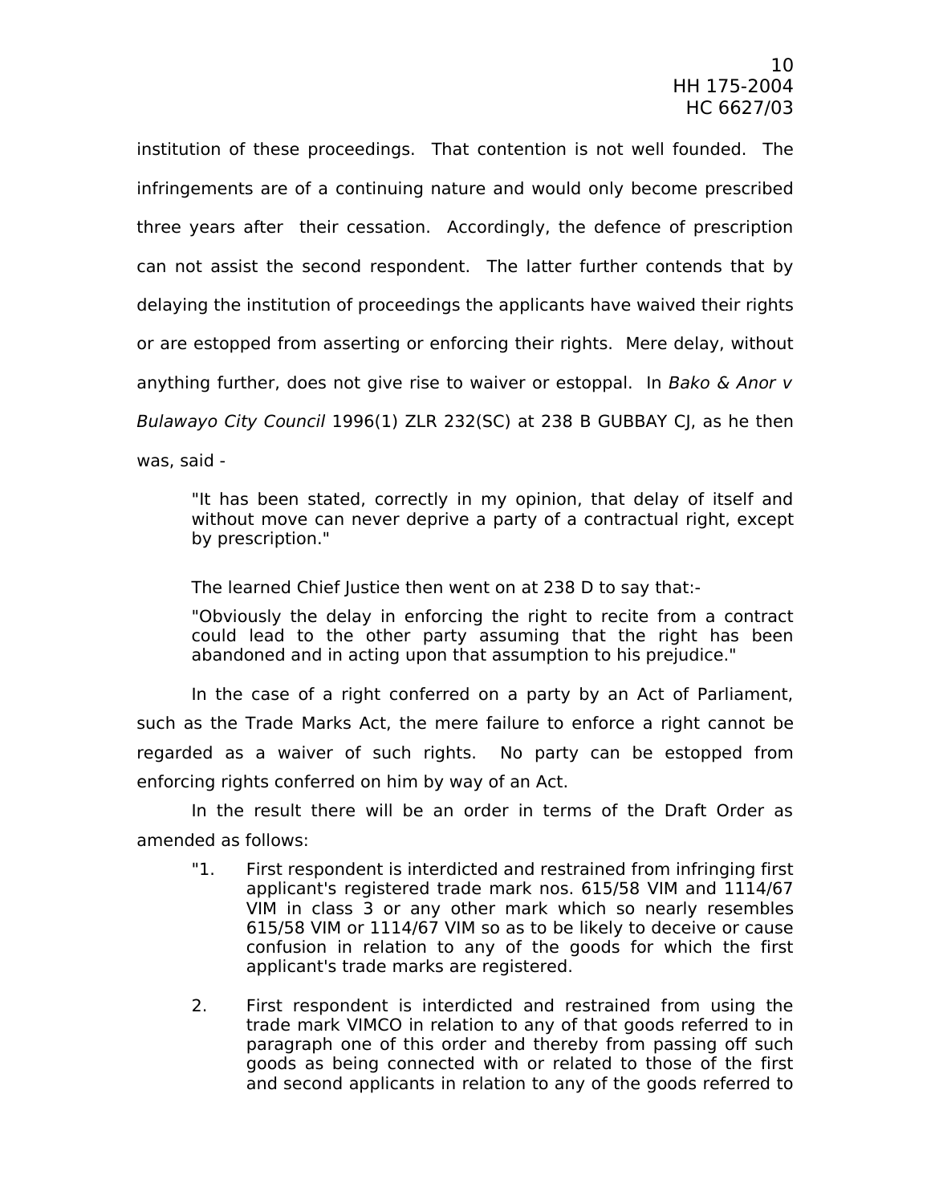institution of these proceedings. That contention is not well founded. The infringements are of a continuing nature and would only become prescribed three years after their cessation. Accordingly, the defence of prescription can not assist the second respondent. The latter further contends that by delaying the institution of proceedings the applicants have waived their rights or are estopped from asserting or enforcing their rights. Mere delay, without anything further, does not give rise to waiver or estoppal. In *Bako & Anor v Bulawayo City Council* 1996(1) ZLR 232(SC) at 238 B GUBBAY CJ, as he then was, said -

> "It has been stated, correctly in my opinion, that delay of itself and without move can never deprive a party of a contractual right, except by prescription."
>
> The learned Chief Justice then went on at 238 D to say that:-
>
> "Obviously the delay in enforcing the right to recite from a contract could lead to the other party assuming that the right has been abandoned and in acting upon that assumption to his prejudice."

In the case of a right conferred on a party by an Act of Parliament, such as the Trade Marks Act, the mere failure to enforce a right cannot be regarded as a waiver of such rights. No party can be estopped from enforcing rights conferred on him by way of an Act.

In the result there will be an order in terms of the Draft Order as amended as follows:

"1. First respondent is interdicted and restrained from infringing first applicant's registered trade mark nos. 615/58 VIM and 1114/67 VIM in class 3 or any other mark which so nearly resembles 615/58 VIM or 1114/67 VIM so as to be likely to deceive or cause confusion in relation to any of the goods for which the first applicant's trade marks are registered.

2. First respondent is interdicted and restrained from using the trade mark VIMCO in relation to any of that goods referred to in paragraph one of this order and thereby from passing off such goods as being connected with or related to those of the first and second applicants in relation to any of the goods referred to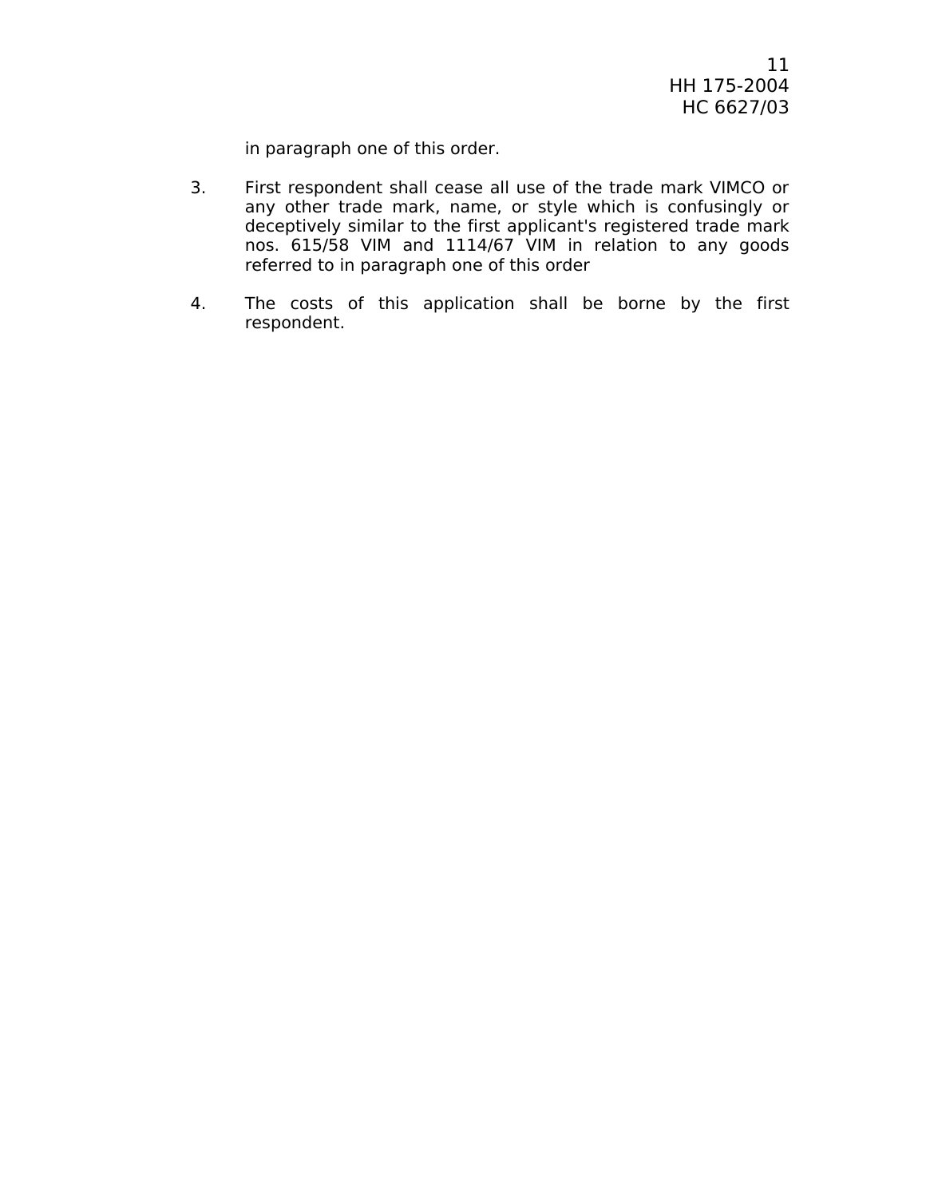in paragraph one of this order.

3. First respondent shall cease all use of the trade mark VIMCO or any other trade mark, name, or style which is confusingly or deceptively similar to the first applicant's registered trade mark nos. 615/58 VIM and 1114/67 VIM in relation to any goods referred to in paragraph one of this order

4. The costs of this application shall be borne by the first respondent.